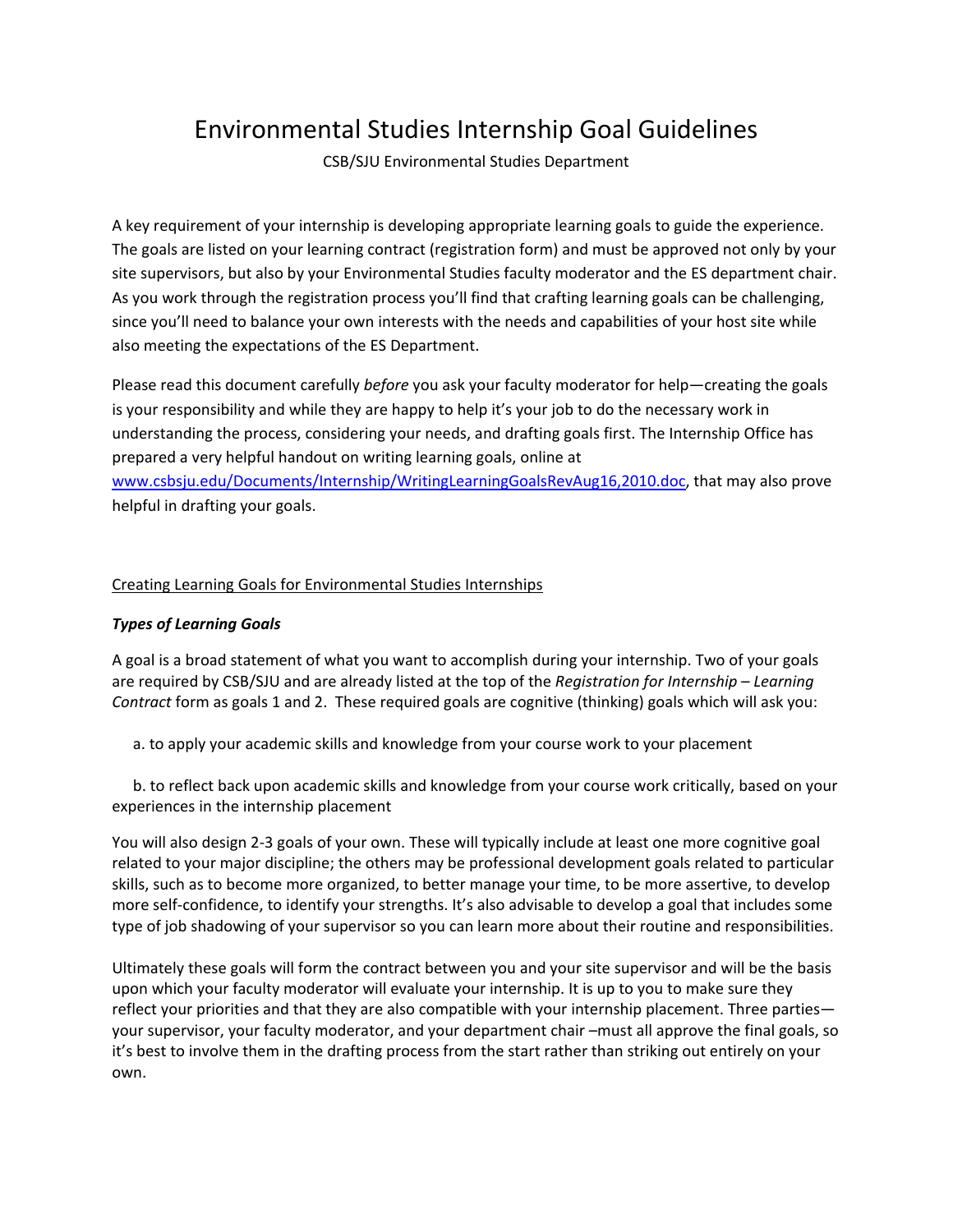# Environmental Studies Internship Goal Guidelines

CSB/SJU Environmental Studies Department

A key requirement of your internship is developing appropriate learning goals to guide the experience. The goals are listed on your learning contract (registration form) and must be approved not only by your site supervisors, but also by your Environmental Studies faculty moderator and the ES department chair. As you work through the registration process you'll find that crafting learning goals can be challenging, since you'll need to balance your own interests with the needs and capabilities of your host site while also meeting the expectations of the ES Department.

Please read this document carefully *before* you ask your faculty moderator for help—creating the goals is your responsibility and while they are happy to help it's your job to do the necessary work in understanding the process, considering your needs, and drafting goals first. The Internship Office has prepared a very helpful handout on writing learning goals, online at [www.csbsju.edu/Documents/Internship/WritingLearningGoalsRevAug16,2010.doc](www.csbsju.edu/Documents/Internship/WritingLearningGoalsRevAug16,2010.doc), that may also prove helpful in drafting your goals.

## Creating Learning Goals for Environmental Studies Internships

### *Types of Learning Goals*

A goal is a broad statement of what you want to accomplish during your internship. Two of your goals are required by CSB/SJU and are already listed at the top of the *Registration for Internship – Learning Contract* form as goals 1 and 2. These required goals are cognitive (thinking) goals which will ask you:

a. to apply your academic skills and knowledge from your course work to your placement

b. to reflect back upon academic skills and knowledge from your course work critically, based on your experiences in the internship placement

You will also design 2-3 goals of your own. These will typically include at least one more cognitive goal related to your major discipline; the others may be professional development goals related to particular skills, such as to become more organized, to better manage your time, to be more assertive, to develop more self-confidence, to identify your strengths. It's also advisable to develop a goal that includes some type of job shadowing of your supervisor so you can learn more about their routine and responsibilities.

Ultimately these goals will form the contract between you and your site supervisor and will be the basis upon which your faculty moderator will evaluate your internship. It is up to you to make sure they reflect your priorities and that they are also compatible with your internship placement. Three parties—your supervisor, your faculty moderator, and your department chair –must all approve the final goals, so it's best to involve them in the drafting process from the start rather than striking out entirely on your own.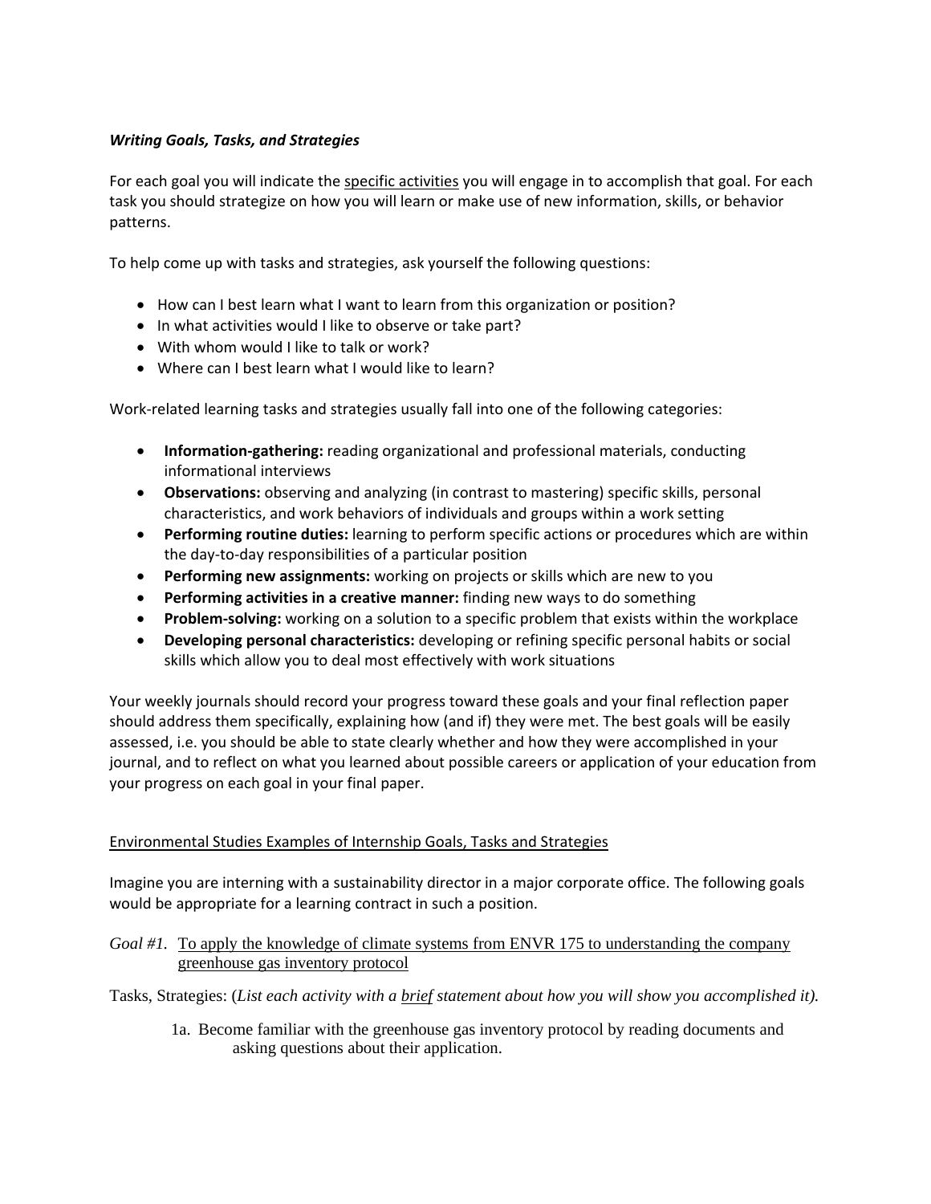***Writing Goals, Tasks, and Strategies***

For each goal you will indicate the <u>specific activities</u> you will engage in to accomplish that goal. For each task you should strategize on how you will learn or make use of new information, skills, or behavior patterns.

To help come up with tasks and strategies, ask yourself the following questions:

- How can I best learn what I want to learn from this organization or position?
- In what activities would I like to observe or take part?
- With whom would I like to talk or work?
- Where can I best learn what I would like to learn?

Work-related learning tasks and strategies usually fall into one of the following categories:

- **Information-gathering:** reading organizational and professional materials, conducting informational interviews
- **Observations:** observing and analyzing (in contrast to mastering) specific skills, personal characteristics, and work behaviors of individuals and groups within a work setting
- **Performing routine duties:** learning to perform specific actions or procedures which are within the day-to-day responsibilities of a particular position
- **Performing new assignments:** working on projects or skills which are new to you
- **Performing activities in a creative manner:** finding new ways to do something
- **Problem-solving:** working on a solution to a specific problem that exists within the workplace
- **Developing personal characteristics:** developing or refining specific personal habits or social skills which allow you to deal most effectively with work situations

Your weekly journals should record your progress toward these goals and your final reflection paper should address them specifically, explaining how (and if) they were met. The best goals will be easily assessed, i.e. you should be able to state clearly whether and how they were accomplished in your journal, and to reflect on what you learned about possible careers or application of your education from your progress on each goal in your final paper.

<u>Environmental Studies Examples of Internship Goals, Tasks and Strategies</u>

Imagine you are interning with a sustainability director in a major corporate office. The following goals would be appropriate for a learning contract in such a position.

*Goal #1.* <u>To apply the knowledge of climate systems from ENVR 175 to understanding the company greenhouse gas inventory protocol</u>

Tasks, Strategies: (*List each activity with a <u>brief</u> statement about how you will show you accomplished it).*

1a. Become familiar with the greenhouse gas inventory protocol by reading documents and asking questions about their application.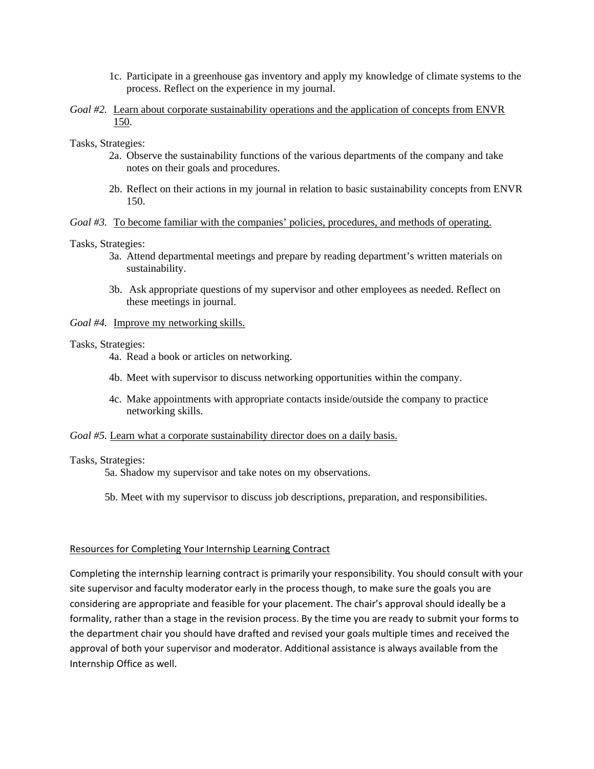1c. Participate in a greenhouse gas inventory and apply my knowledge of climate systems to the process. Reflect on the experience in my journal.

*Goal #2.* Learn about corporate sustainability operations and the application of concepts from ENVR 150.

Tasks, Strategies:

2a. Observe the sustainability functions of the various departments of the company and take notes on their goals and procedures.

2b. Reflect on their actions in my journal in relation to basic sustainability concepts from ENVR 150.

*Goal #3.* To become familiar with the companies' policies, procedures, and methods of operating.

Tasks, Strategies:

3a. Attend departmental meetings and prepare by reading department's written materials on sustainability.

3b. Ask appropriate questions of my supervisor and other employees as needed. Reflect on these meetings in journal.

*Goal #4.* Improve my networking skills.

Tasks, Strategies:

4a. Read a book or articles on networking.

4b. Meet with supervisor to discuss networking opportunities within the company.

4c. Make appointments with appropriate contacts inside/outside the company to practice networking skills.

*Goal #5.* Learn what a corporate sustainability director does on a daily basis.

Tasks, Strategies:

5a. Shadow my supervisor and take notes on my observations.

5b. Meet with my supervisor to discuss job descriptions, preparation, and responsibilities.

Resources for Completing Your Internship Learning Contract

Completing the internship learning contract is primarily your responsibility. You should consult with your site supervisor and faculty moderator early in the process though, to make sure the goals you are considering are appropriate and feasible for your placement. The chair's approval should ideally be a formality, rather than a stage in the revision process. By the time you are ready to submit your forms to the department chair you should have drafted and revised your goals multiple times and received the approval of both your supervisor and moderator. Additional assistance is always available from the Internship Office as well.